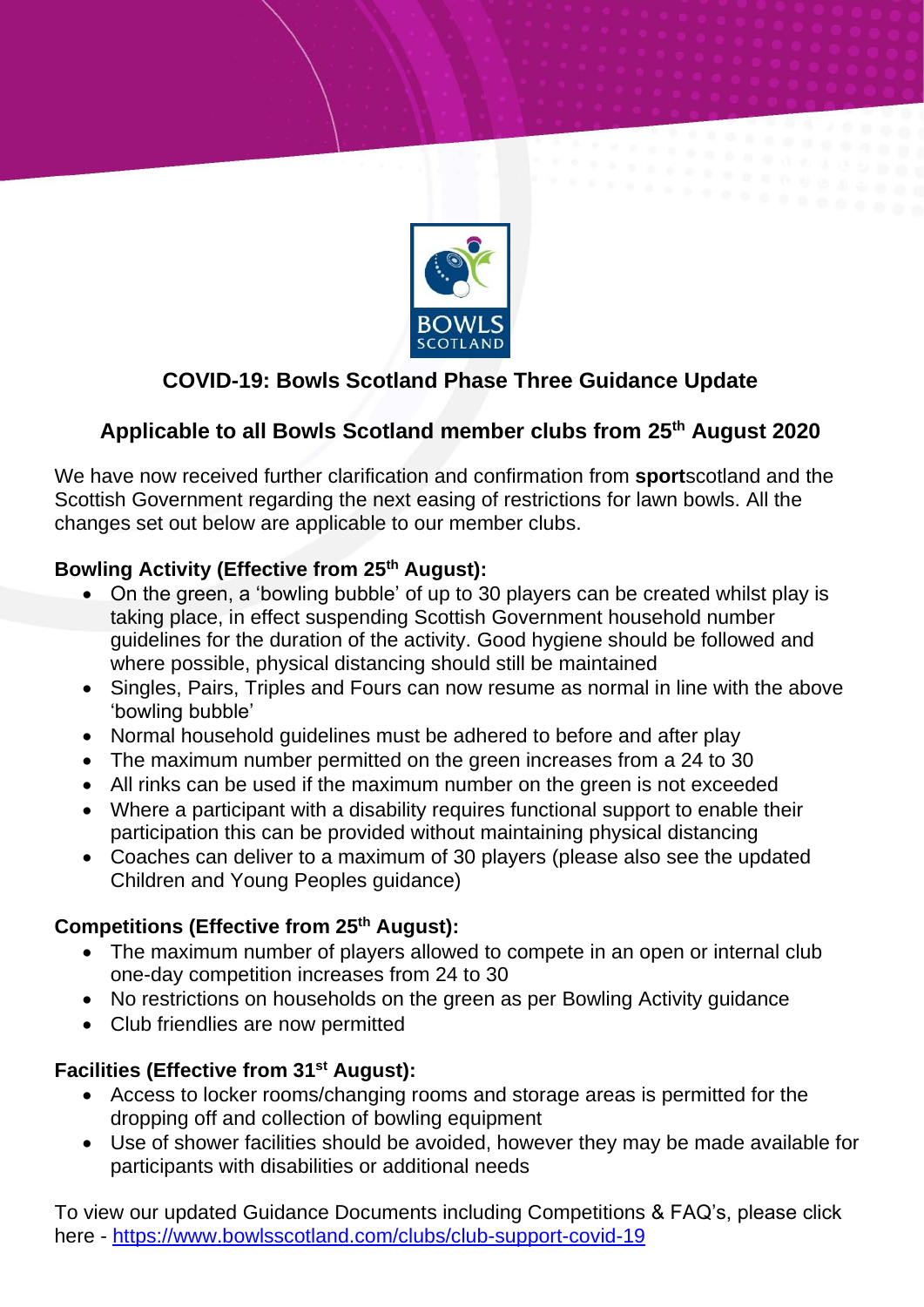## COVID-19: Bowls Scotland Phase Three Guidance Update

### Applicable to all Bowls Scotland member clubs from 25th August 2020

We have now received further clarification and confirmation from **sport**scotland and the Scottish Government regarding the next easing of restrictions for lawn bowls. All the changes set out below are applicable to our member clubs.

**Bowling Activity (Effective from 25th August):**

- On the green, a 'bowling bubble' of up to 30 players can be created whilst play is taking place, in effect suspending Scottish Government household number guidelines for the duration of the activity. Good hygiene should be followed and where possible, physical distancing should still be maintained
- Singles, Pairs, Triples and Fours can now resume as normal in line with the above 'bowling bubble'
- Normal household guidelines must be adhered to before and after play
- The maximum number permitted on the green increases from a 24 to 30
- All rinks can be used if the maximum number on the green is not exceeded
- Where a participant with a disability requires functional support to enable their participation this can be provided without maintaining physical distancing
- Coaches can deliver to a maximum of 30 players (please also see the updated Children and Young Peoples guidance)

**Competitions (Effective from 25th August):**

- The maximum number of players allowed to compete in an open or internal club one-day competition increases from 24 to 30
- No restrictions on households on the green as per Bowling Activity guidance
- Club friendlies are now permitted

**Facilities (Effective from 31st August):**

- Access to locker rooms/changing rooms and storage areas is permitted for the dropping off and collection of bowling equipment
- Use of shower facilities should be avoided, however they may be made available for participants with disabilities or additional needs

To view our updated Guidance Documents including Competitions & FAQ's, please click here - https://www.bowlsscotland.com/clubs/club-support-covid-19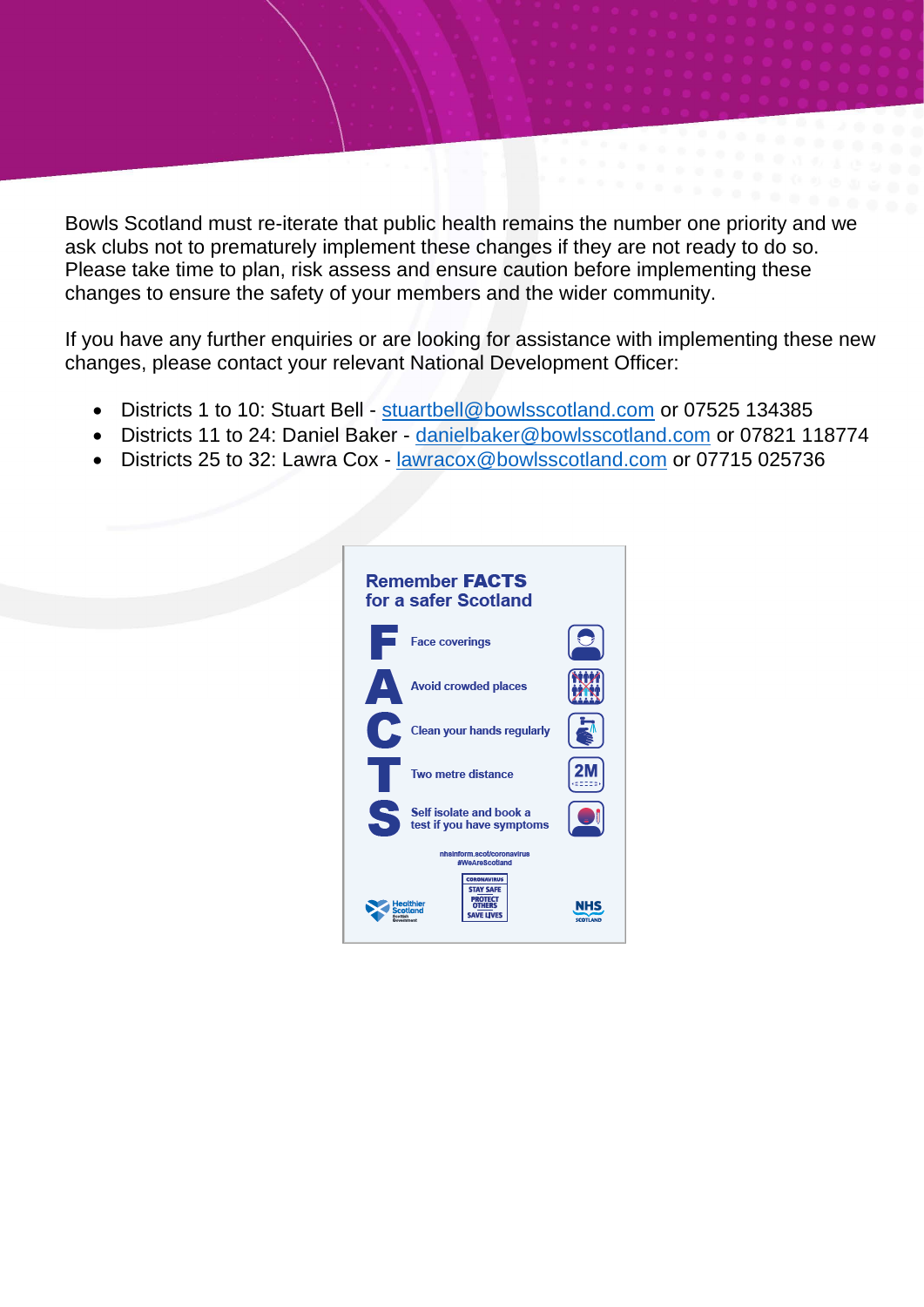Bowls Scotland must re-iterate that public health remains the number one priority and we ask clubs not to prematurely implement these changes if they are not ready to do so. Please take time to plan, risk assess and ensure caution before implementing these changes to ensure the safety of your members and the wider community.

If you have any further enquiries or are looking for assistance with implementing these new changes, please contact your relevant National Development Officer:

- Districts 1 to 10: Stuart Bell - stuartbell@bowlsscotland.com or 07525 134385
- Districts 11 to 24: Daniel Baker - danielbaker@bowlsscotland.com or 07821 118774
- Districts 25 to 32: Lawra Cox - lawracox@bowlsscotland.com or 07715 025736

Remember **FACTS**
for a safer Scotland

**F** Face coverings
**A** Avoid crowded places
**C** Clean your hands regularly
**T** Two metre distance
**S** Self isolate and book a test if you have symptoms

nhsinform.scot/coronavirus
#WeAreScotland

Healthier Scotland
CORONAVIRUS STAY SAFE PROTECT OTHERS SAVE LIVES
NHS SCOTLAND